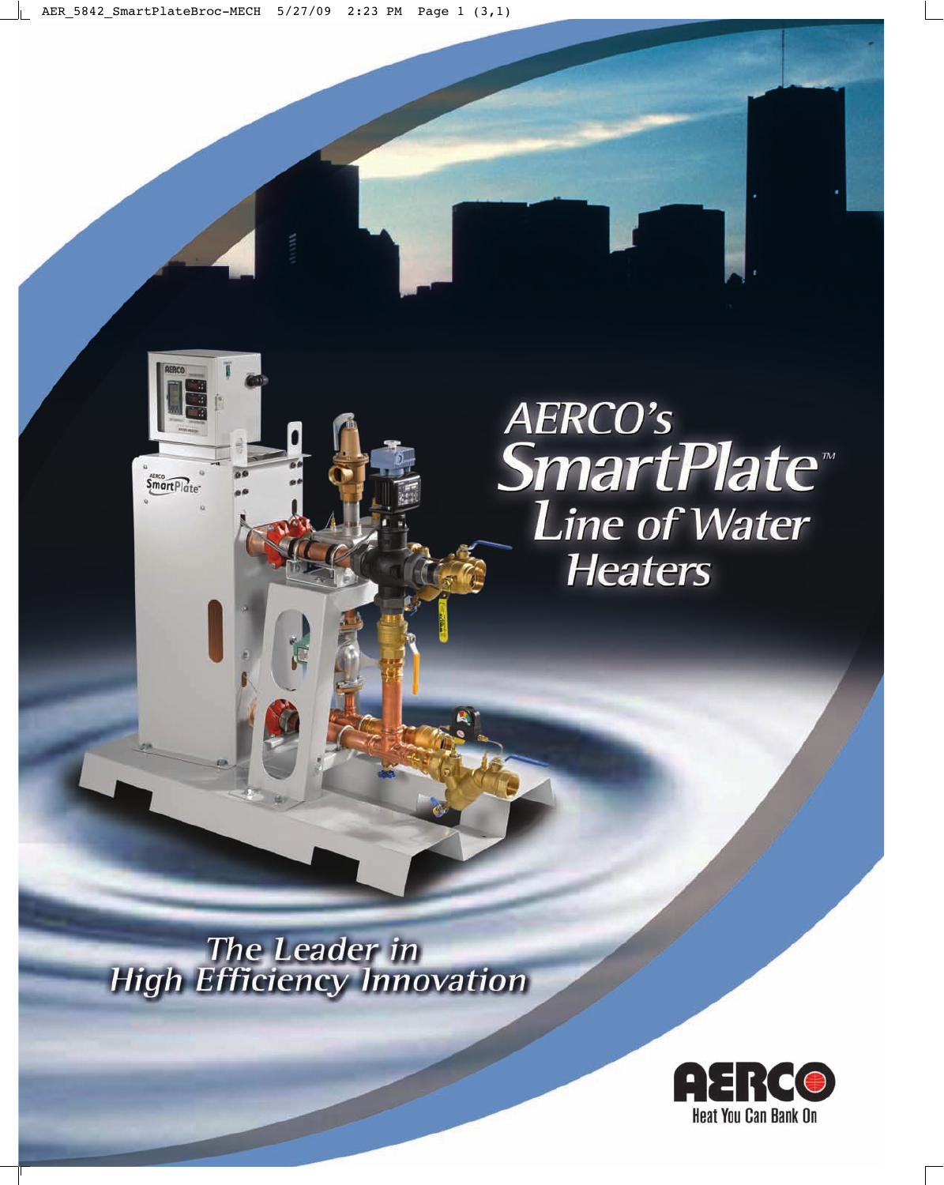# AERCO's SmartPlate™ Line of Water Heaters

*The Leader in High Efficiency Innovation*

AERCO

Heat You Can Bank On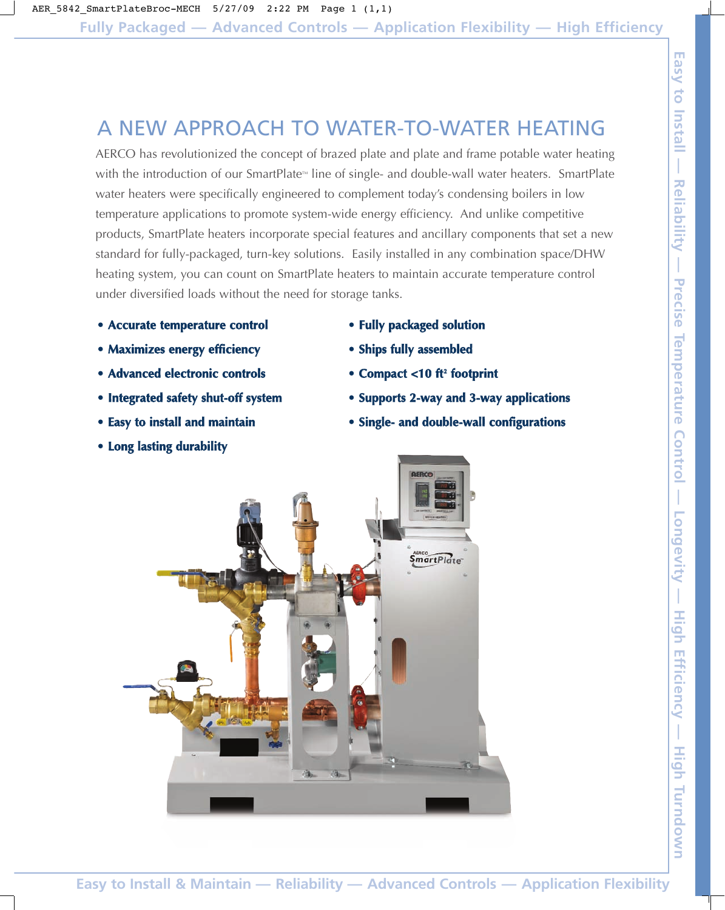# A NEW APPROACH TO WATER-TO-WATER HEATING

AERCO has revolutionized the concept of brazed plate and plate and frame potable water heating with the introduction of our SmartPlate™ line of single- and double-wall water heaters. SmartPlate water heaters were specifically engineered to complement today's condensing boilers in low temperature applications to promote system-wide energy efficiency. And unlike competitive products, SmartPlate heaters incorporate special features and ancillary components that set a new standard for fully-packaged, turn-key solutions. Easily installed in any combination space/DHW heating system, you can count on SmartPlate heaters to maintain accurate temperature control under diversified loads without the need for storage tanks.

- **Accurate temperature control**
- **Maximizes energy efficiency**
- **Advanced electronic controls**
- **Integrated safety shut-off system**
- **Easy to install and maintain**
- **Long lasting durability**
- **Fully packaged solution**
- **Ships fully assembled**
- **Compact <10 ft² footprint**
- **Supports 2-way and 3-way applications**
- **Single- and double-wall configurations**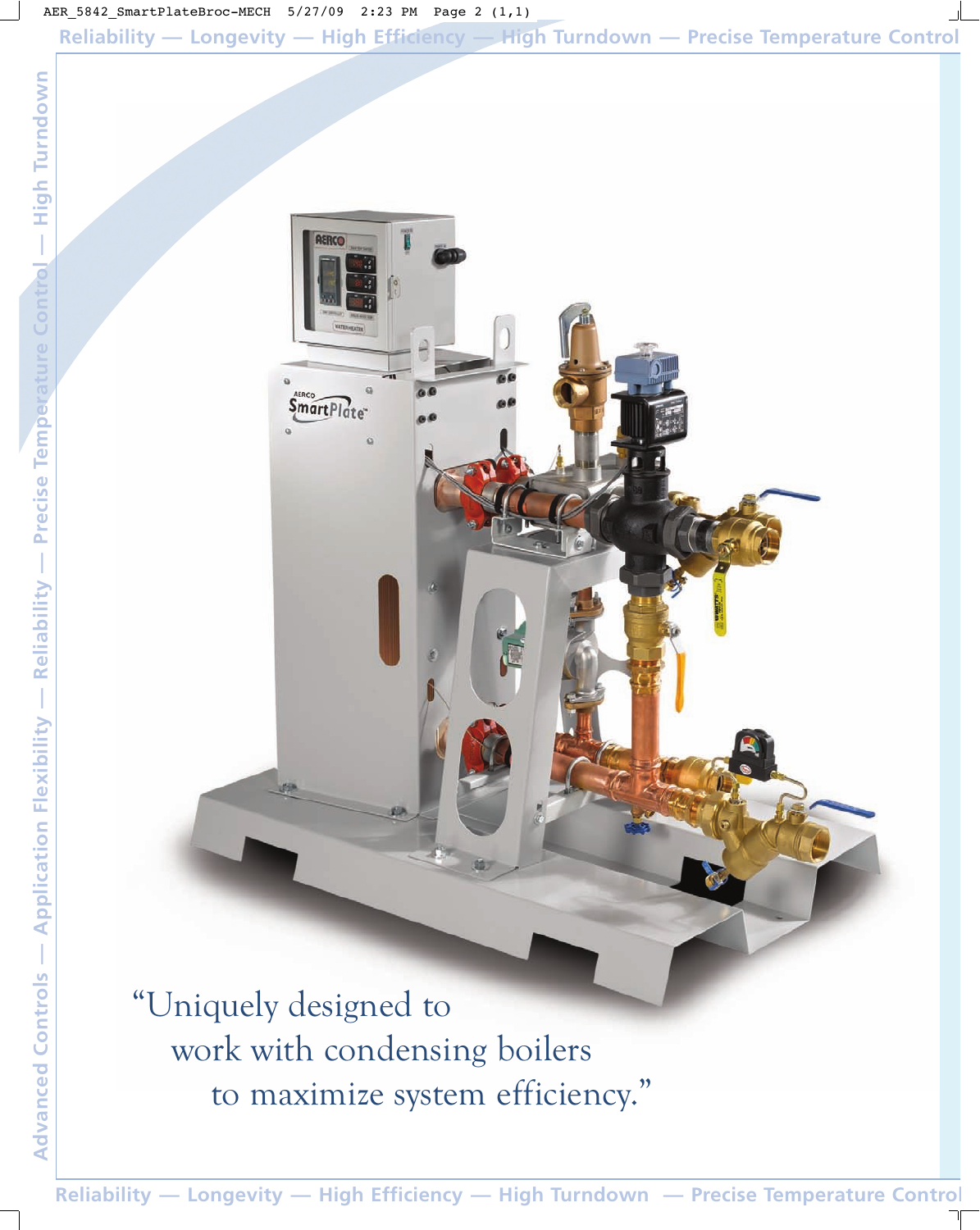"Uniquely designed to work with condensing boilers to maximize system efficiency."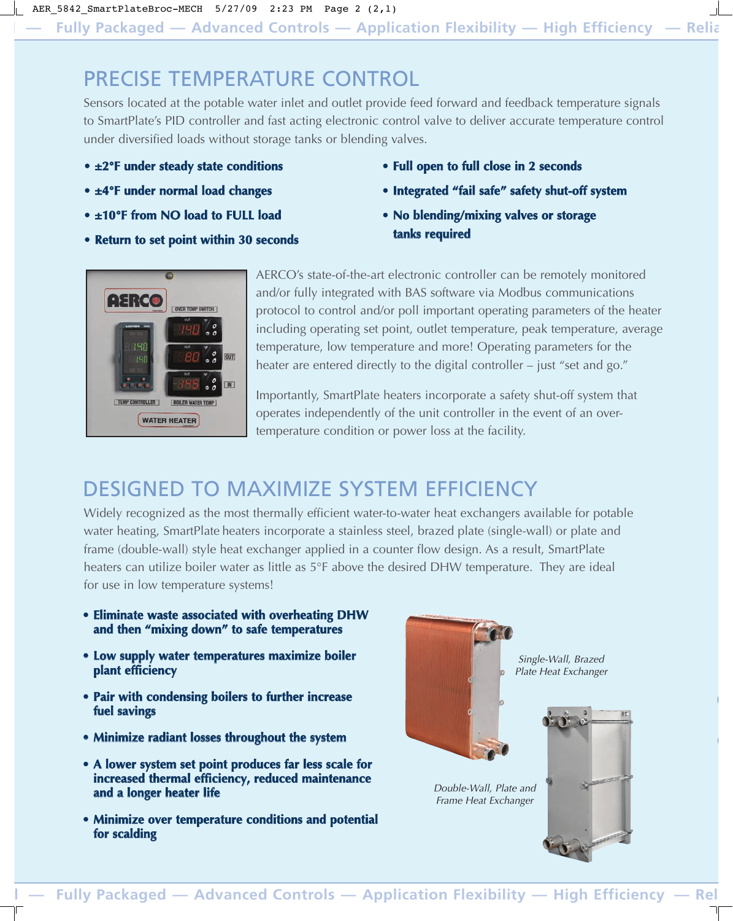## PRECISE TEMPERATURE CONTROL

Sensors located at the potable water inlet and outlet provide feed forward and feedback temperature signals to SmartPlate's PID controller and fast acting electronic control valve to deliver accurate temperature control under diversified loads without storage tanks or blending valves.

- **±2°F under steady state conditions**
- **±4°F under normal load changes**
- **±10°F from NO load to FULL load**
- **Return to set point within 30 seconds**
- **Full open to full close in 2 seconds**
- **Integrated "fail safe" safety shut-off system**
- **No blending/mixing valves or storage tanks required**

AERCO's state-of-the-art electronic controller can be remotely monitored and/or fully integrated with BAS software via Modbus communications protocol to control and/or poll important operating parameters of the heater including operating set point, outlet temperature, peak temperature, average temperature, low temperature and more! Operating parameters for the heater are entered directly to the digital controller – just "set and go."

Importantly, SmartPlate heaters incorporate a safety shut-off system that operates independently of the unit controller in the event of an over-temperature condition or power loss at the facility.

## DESIGNED TO MAXIMIZE SYSTEM EFFICIENCY

Widely recognized as the most thermally efficient water-to-water heat exchangers available for potable water heating, SmartPlate heaters incorporate a stainless steel, brazed plate (single-wall) or plate and frame (double-wall) style heat exchanger applied in a counter flow design. As a result, SmartPlate heaters can utilize boiler water as little as 5°F above the desired DHW temperature. They are ideal for use in low temperature systems!

- **Eliminate waste associated with overheating DHW and then "mixing down" to safe temperatures**
- **Low supply water temperatures maximize boiler plant efficiency**
- **Pair with condensing boilers to further increase fuel savings**
- **Minimize radiant losses throughout the system**
- **A lower system set point produces far less scale for increased thermal efficiency, reduced maintenance and a longer heater life**
- **Minimize over temperature conditions and potential for scalding**

*Single-Wall, Brazed Plate Heat Exchanger*

*Double-Wall, Plate and Frame Heat Exchanger*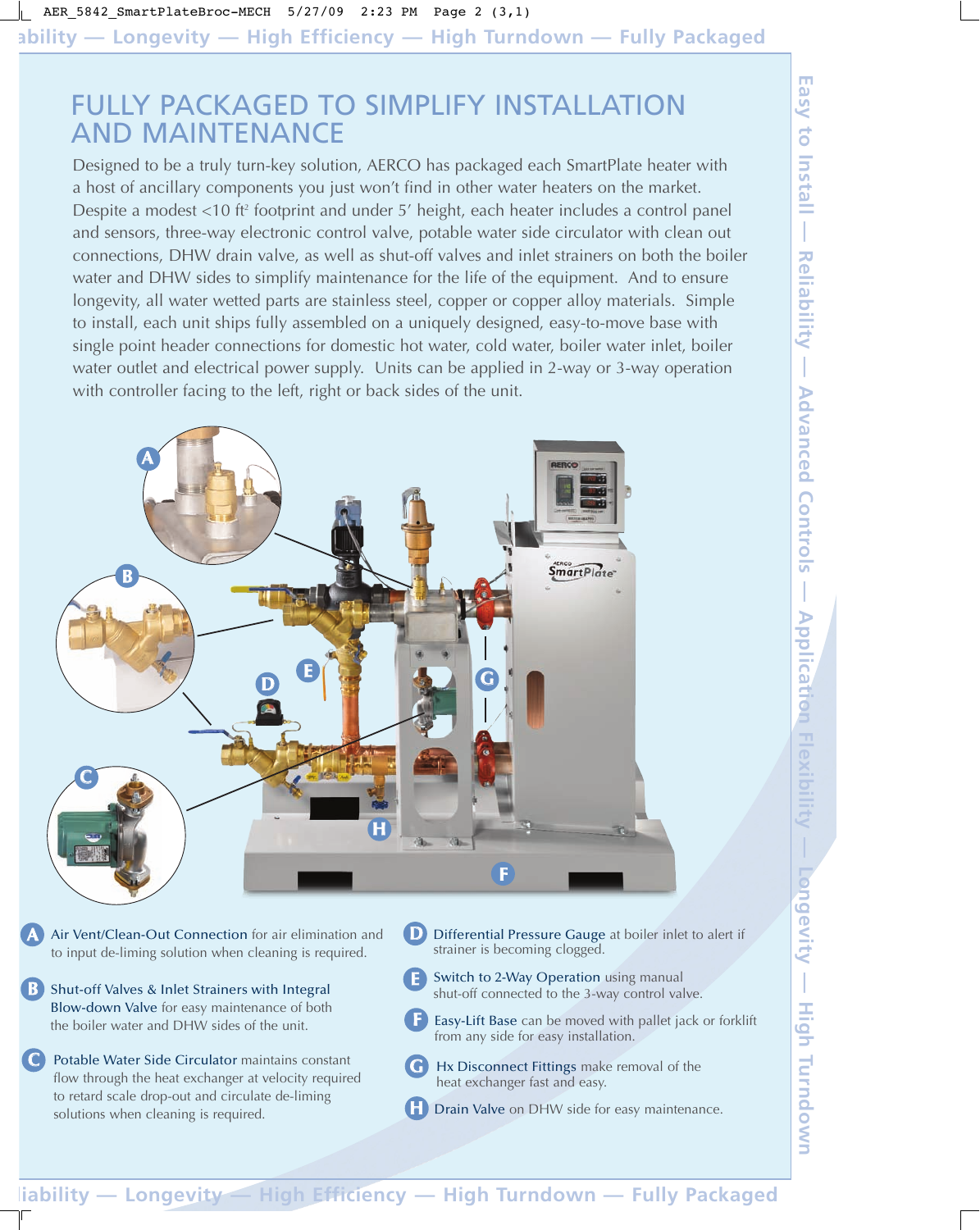# FULLY PACKAGED TO SIMPLIFY INSTALLATION AND MAINTENANCE

Designed to be a truly turn-key solution, AERCO has packaged each SmartPlate heater with a host of ancillary components you just won't find in other water heaters on the market. Despite a modest <10 ft² footprint and under 5' height, each heater includes a control panel and sensors, three-way electronic control valve, potable water side circulator with clean out connections, DHW drain valve, as well as shut-off valves and inlet strainers on both the boiler water and DHW sides to simplify maintenance for the life of the equipment. And to ensure longevity, all water wetted parts are stainless steel, copper or copper alloy materials. Simple to install, each unit ships fully assembled on a uniquely designed, easy-to-move base with single point header connections for domestic hot water, cold water, boiler water inlet, boiler water outlet and electrical power supply. Units can be applied in 2-way or 3-way operation with controller facing to the left, right or back sides of the unit.

**A** Air Vent/Clean-Out Connection for air elimination and to input de-liming solution when cleaning is required.

**B** Shut-off Valves & Inlet Strainers with Integral Blow-down Valve for easy maintenance of both the boiler water and DHW sides of the unit.

**C** Potable Water Side Circulator maintains constant flow through the heat exchanger at velocity required to retard scale drop-out and circulate de-liming solutions when cleaning is required.

**D** Differential Pressure Gauge at boiler inlet to alert if strainer is becoming clogged.

**E** Switch to 2-Way Operation using manual shut-off connected to the 3-way control valve.

**F** Easy-Lift Base can be moved with pallet jack or forklift from any side for easy installation.

**G** Hx Disconnect Fittings make removal of the heat exchanger fast and easy.

**H** Drain Valve on DHW side for easy maintenance.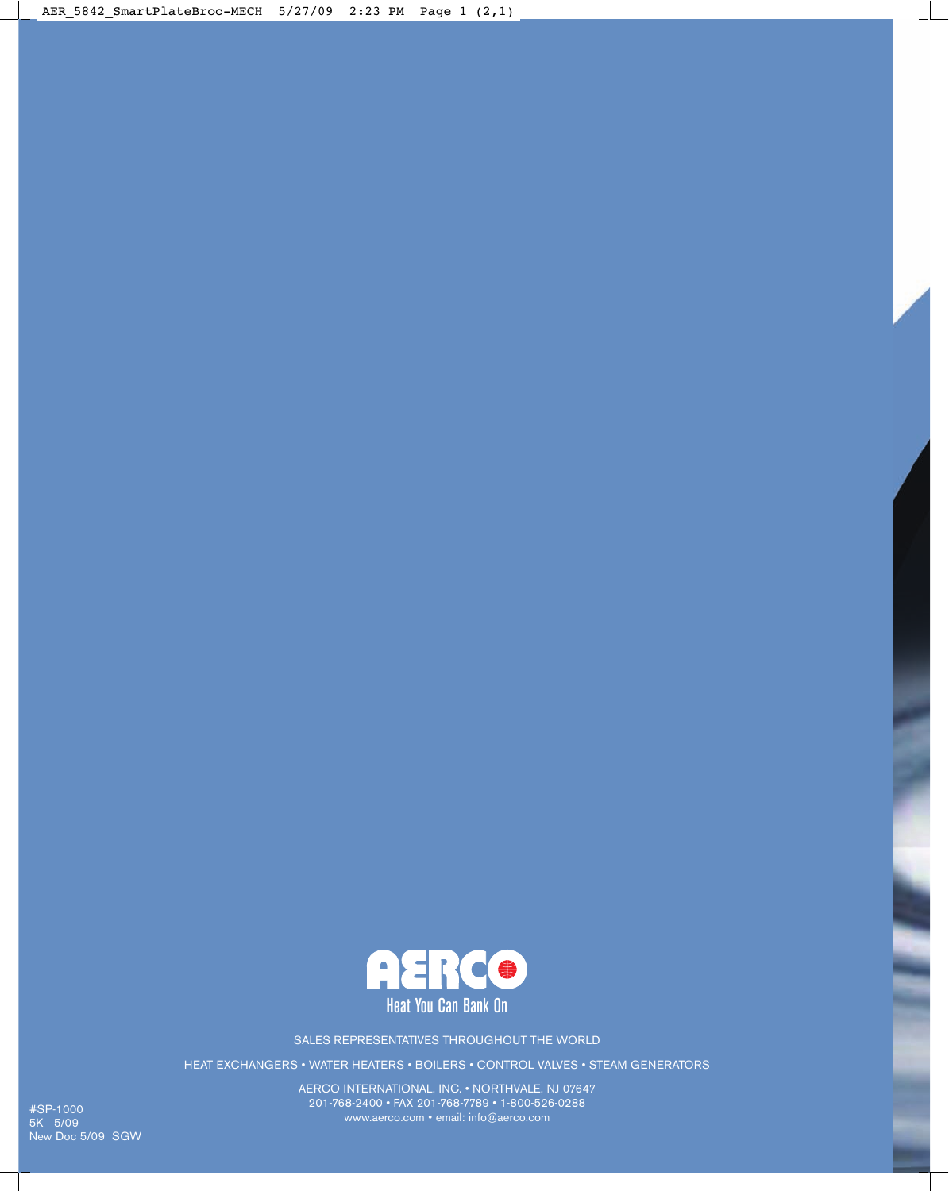AERCO

Heat You Can Bank On

SALES REPRESENTATIVES THROUGHOUT THE WORLD

HEAT EXCHANGERS • WATER HEATERS • BOILERS • CONTROL VALVES • STEAM GENERATORS

AERCO INTERNATIONAL, INC. • NORTHVALE, NJ 07647
201-768-2400 • FAX 201-768-7789 • 1-800-526-0288
www.aerco.com • email: info@aerco.com

#SP-1000
5K 5/09
New Doc 5/09 SGW